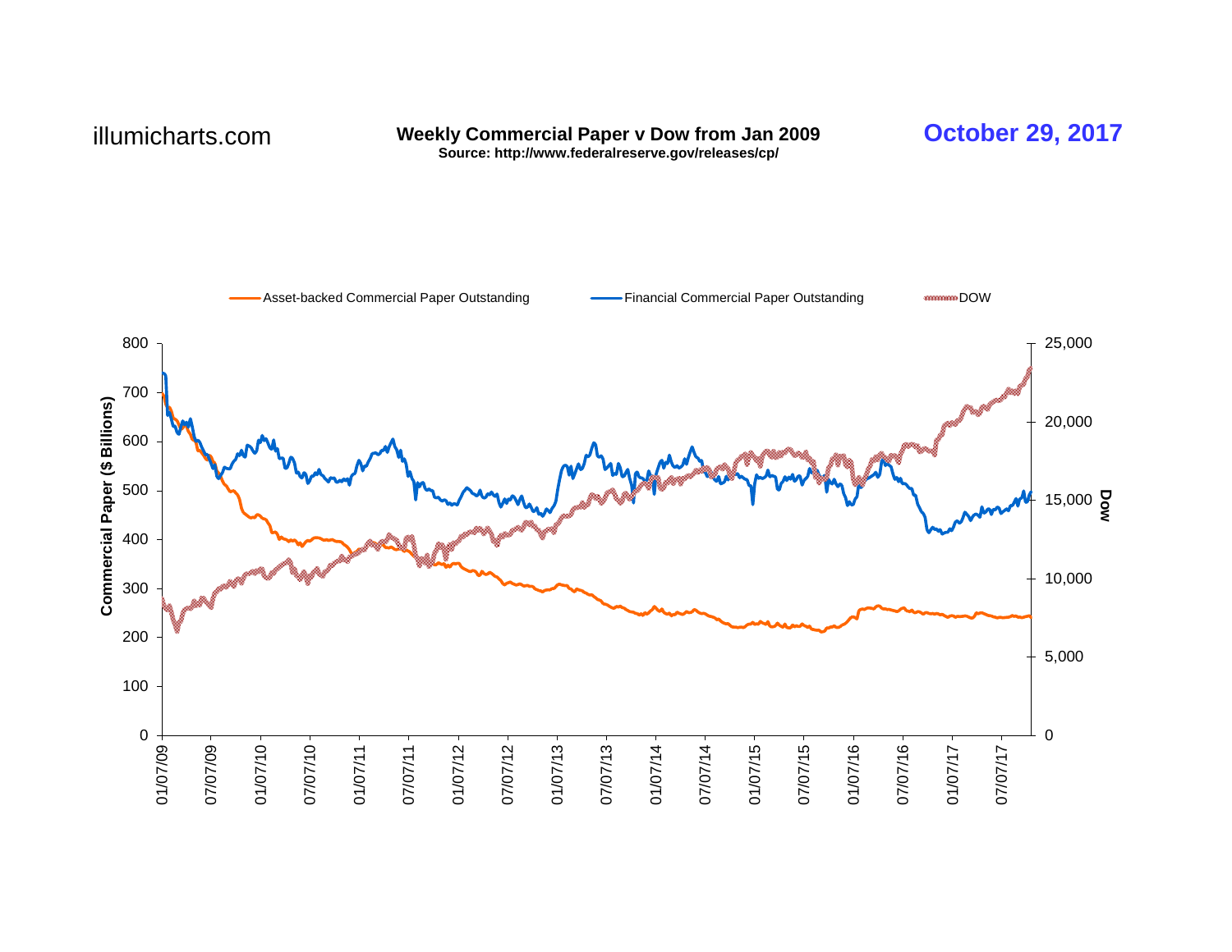illumicharts.com

**Weekly Commercial Paper v Dow from Jan 2009**
**Source: http://www.federalreserve.gov/releases/cp/**

**October 29, 2017**

Asset-backed Commercial Paper Outstanding — Financial Commercial Paper Outstanding — DOW

Commercial Paper ($ Billions): 0, 100, 200, 300, 400, 500, 600, 700, 800

Dow: 0, 5,000, 10,000, 15,000, 20,000, 25,000

01/07/09, 07/07/09, 01/07/10, 07/07/10, 01/07/11, 07/07/11, 01/07/12, 07/07/12, 01/07/13, 07/07/13, 01/07/14, 07/07/14, 01/07/15, 07/07/15, 01/07/16, 07/07/16, 01/07/17, 07/07/17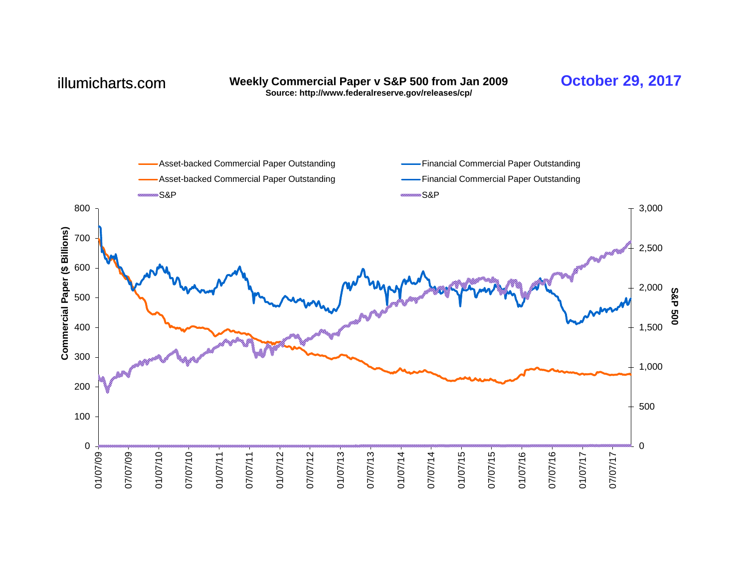illumicharts.com

**Weekly Commercial Paper v S&P 500 from Jan 2009**
**Source: http://www.federalreserve.gov/releases/cp/**

**October 29, 2017**

Asset-backed Commercial Paper Outstanding
Financial Commercial Paper Outstanding
Asset-backed Commercial Paper Outstanding
Financial Commercial Paper Outstanding
S&P
S&P

Commercial Paper ($ Billions): 0, 100, 200, 300, 400, 500, 600, 700, 800

S&P 500: 0, 500, 1,000, 1,500, 2,000, 2,500, 3,000

01/07/09, 07/07/09, 01/07/10, 07/07/10, 01/07/11, 07/07/11, 01/07/12, 07/07/12, 01/07/13, 07/07/13, 01/07/14, 07/07/14, 01/07/15, 07/07/15, 01/07/16, 07/07/16, 01/07/17, 07/07/17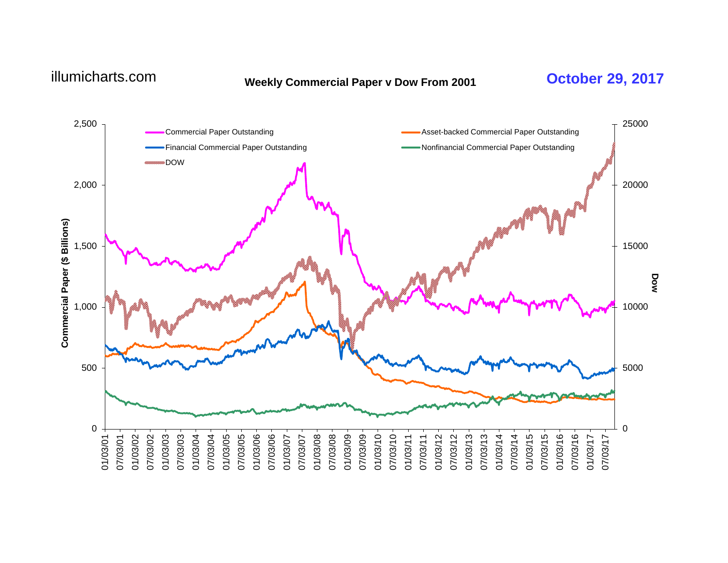illumicharts.com

**Weekly Commercial Paper v Dow From 2001**

**October 29, 2017**

Commercial Paper Outstanding

Asset-backed Commercial Paper Outstanding

Financial Commercial Paper Outstanding

Nonfinancial Commercial Paper Outstanding

DOW

Commercial Paper ($ Billions): 0, 500, 1,000, 1,500, 2,000, 2,500

Dow: 0, 5000, 10000, 15000, 20000, 25000

01/03/01, 07/03/01, 01/03/02, 07/03/02, 01/03/03, 07/03/03, 01/03/04, 07/03/04, 01/03/05, 07/03/05, 01/03/06, 07/03/06, 01/03/07, 07/03/07, 01/03/08, 07/03/08, 01/03/09, 07/03/09, 01/03/10, 07/03/10, 01/03/11, 07/03/11, 01/03/12, 07/03/12, 01/03/13, 07/03/13, 01/03/14, 07/03/14, 01/03/15, 07/03/15, 01/03/16, 07/03/16, 01/03/17, 07/03/17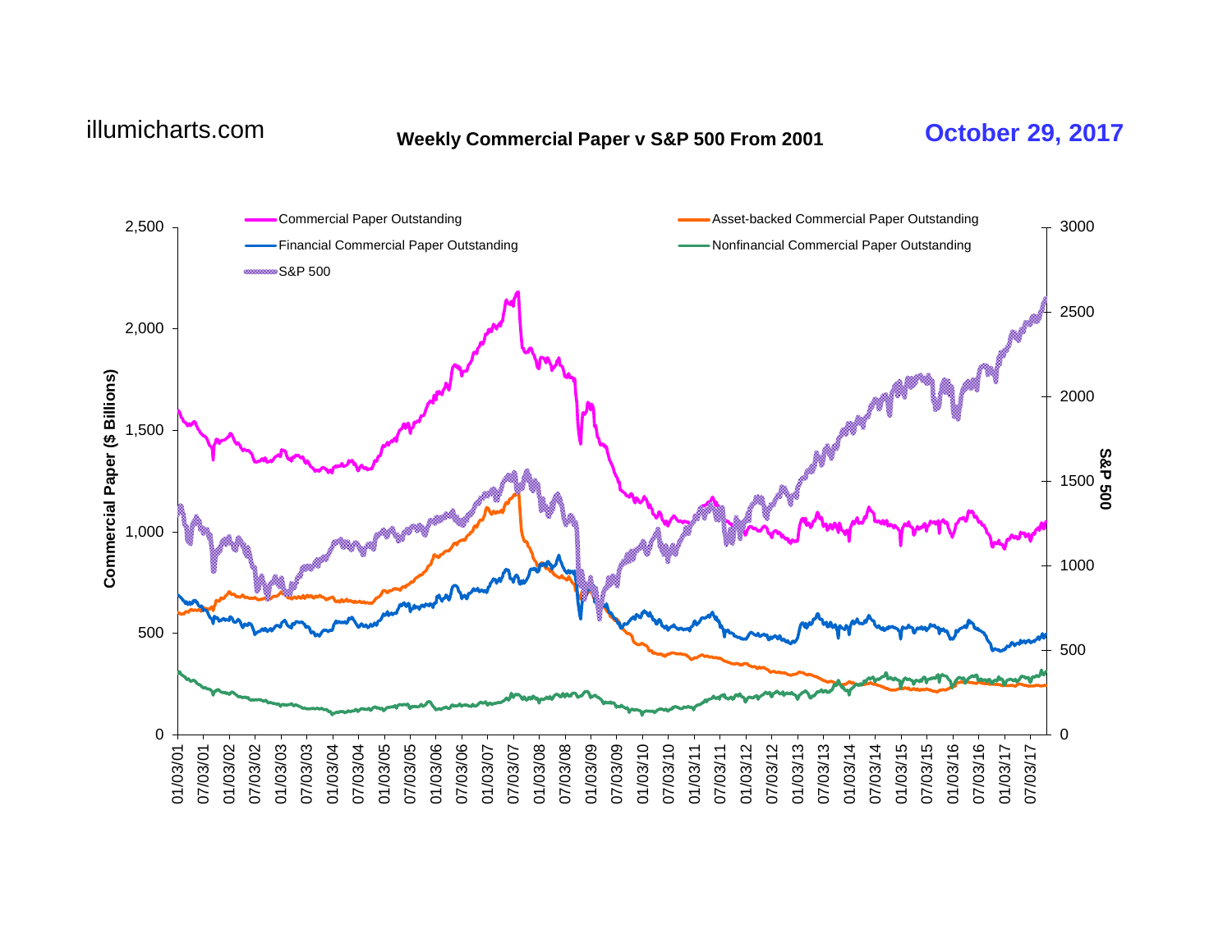illumicharts.com

**Weekly Commercial Paper v S&P 500 From 2001**

**October 29, 2017**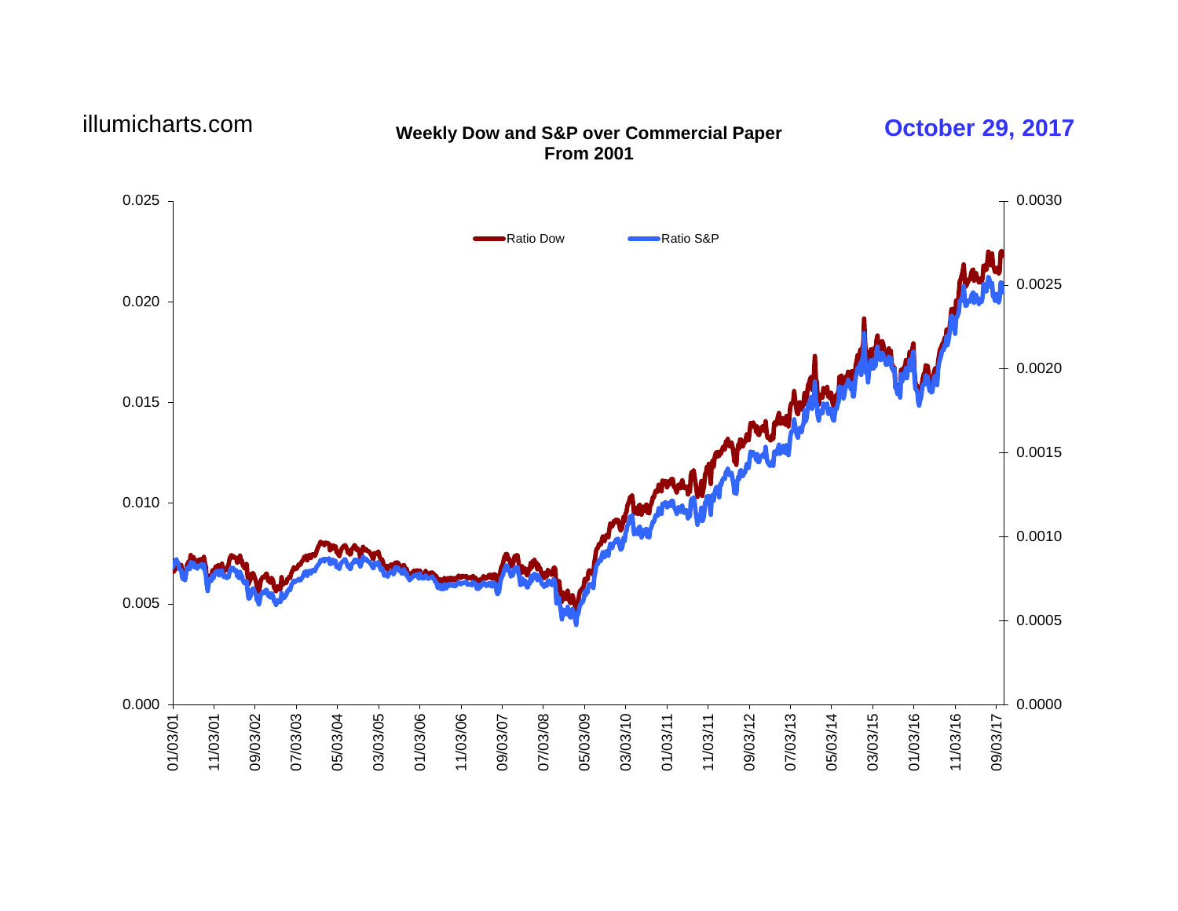illumicharts.com

**Weekly Dow and S&P over Commercial Paper**
**From 2001**

**October 29, 2017**

Ratio Dow
Ratio S&P

0.025
0.020
0.015
0.010
0.005
0.000

0.0030
0.0025
0.0020
0.0015
0.0010
0.0005
0.0000

01/03/01
11/03/01
09/03/02
07/03/03
05/03/04
03/03/05
01/03/06
11/03/06
09/03/07
07/03/08
05/03/09
03/03/10
01/03/11
11/03/11
09/03/12
07/03/13
05/03/14
03/03/15
01/03/16
11/03/16
09/03/17